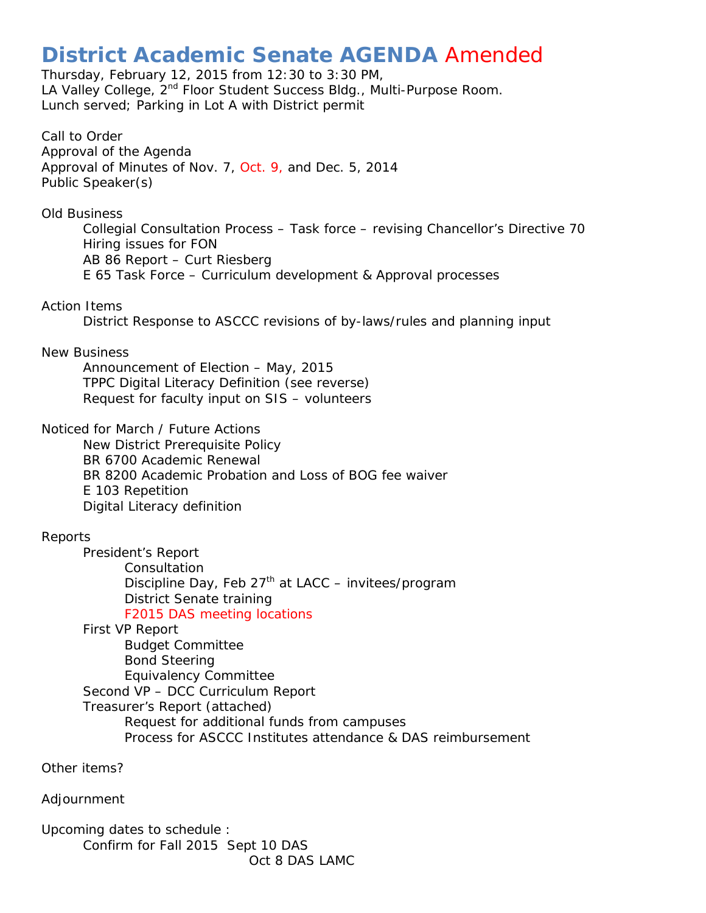# District Academic Senate AGENDA Amended

Thursday, February 12, 2015 from 12:30 to 3:30 PM,
LA Valley College, 2nd Floor Student Success Bldg., Multi-Purpose Room.
Lunch served; Parking in Lot A with District permit

Call to Order
Approval of the Agenda
Approval of Minutes of Nov. 7, Oct. 9, and Dec. 5, 2014
Public Speaker(s)

Old Business

- Collegial Consultation Process – Task force – revising Chancellor's Directive 70
- Hiring issues for FON
- AB 86 Report – Curt Riesberg
- E 65 Task Force – Curriculum development & Approval processes

Action Items

- District Response to ASCCC revisions of by-laws/rules and planning input

New Business

- Announcement of Election – May, 2015
- TPPC Digital Literacy Definition (see reverse)
- Request for faculty input on SIS – volunteers

Noticed for March / Future Actions

- New District Prerequisite Policy
- BR 6700 Academic Renewal
- BR 8200 Academic Probation and Loss of BOG fee waiver
- E 103 Repetition
- Digital Literacy definition

Reports

- President's Report
  - Consultation
  - Discipline Day, Feb 27th at LACC – invitees/program
  - District Senate training
  - F2015 DAS meeting locations
- First VP Report
  - Budget Committee
  - Bond Steering
  - Equivalency Committee
- Second VP – DCC Curriculum Report
- Treasurer's Report (attached)
  - Request for additional funds from campuses
  - Process for ASCCC Institutes attendance & DAS reimbursement

Other items?

Adjournment

Upcoming dates to schedule :

- Confirm for Fall 2015 Sept 10 DAS
  - Oct 8 DAS LAMC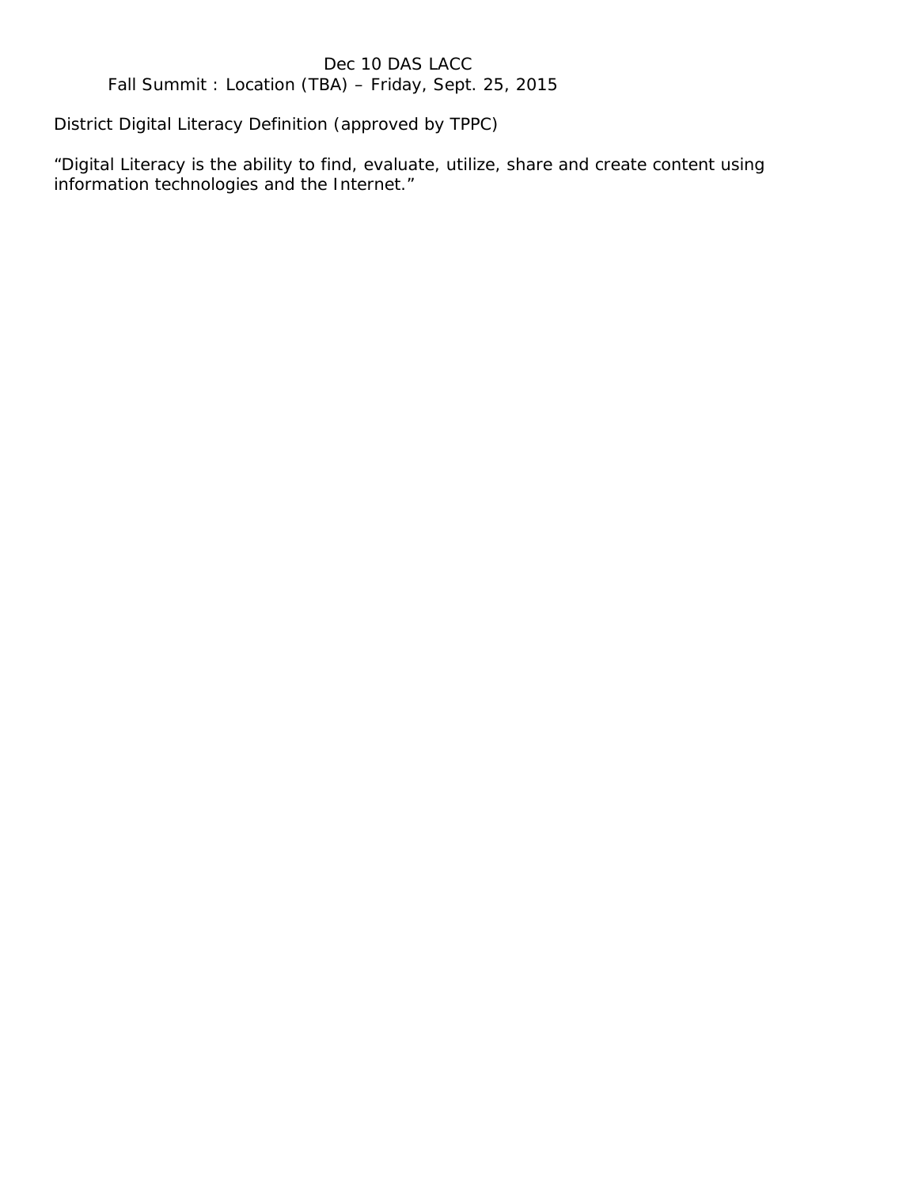Dec 10 DAS LACC

Fall Summit : Location (TBA) – Friday, Sept. 25, 2015

District Digital Literacy Definition (approved by TPPC)

"Digital Literacy is the ability to find, evaluate, utilize, share and create content using information technologies and the Internet."